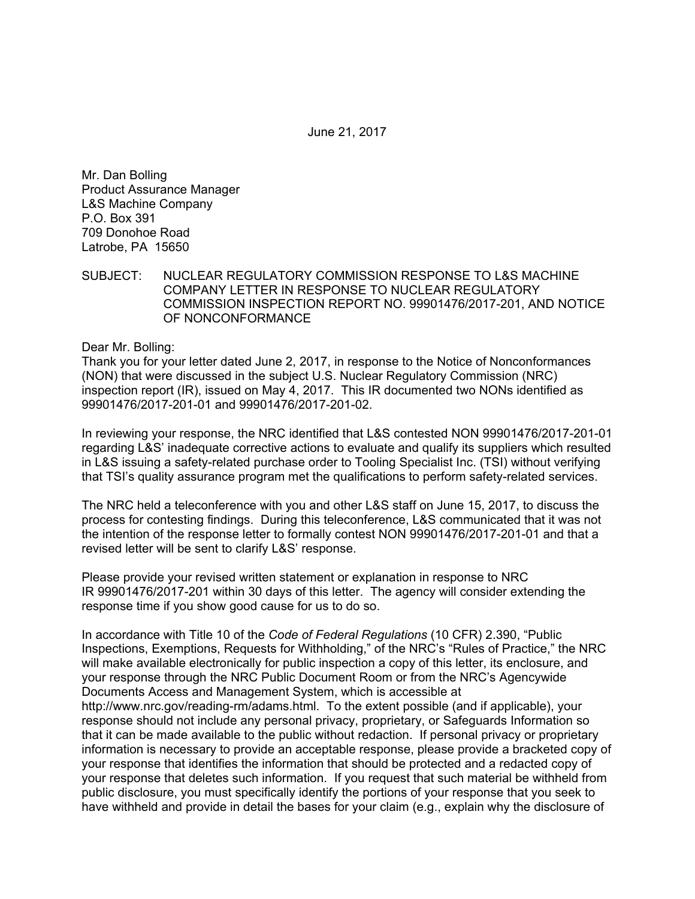June 21, 2017

Mr. Dan Bolling
Product Assurance Manager
L&S Machine Company
P.O. Box 391
709 Donohoe Road
Latrobe, PA 15650

SUBJECT: NUCLEAR REGULATORY COMMISSION RESPONSE TO L&S MACHINE COMPANY LETTER IN RESPONSE TO NUCLEAR REGULATORY COMMISSION INSPECTION REPORT NO. 99901476/2017-201, AND NOTICE OF NONCONFORMANCE

Dear Mr. Bolling:

Thank you for your letter dated June 2, 2017, in response to the Notice of Nonconformances (NON) that were discussed in the subject U.S. Nuclear Regulatory Commission (NRC) inspection report (IR), issued on May 4, 2017. This IR documented two NONs identified as 99901476/2017-201-01 and 99901476/2017-201-02.

In reviewing your response, the NRC identified that L&S contested NON 99901476/2017-201-01 regarding L&S' inadequate corrective actions to evaluate and qualify its suppliers which resulted in L&S issuing a safety-related purchase order to Tooling Specialist Inc. (TSI) without verifying that TSI's quality assurance program met the qualifications to perform safety-related services.

The NRC held a teleconference with you and other L&S staff on June 15, 2017, to discuss the process for contesting findings. During this teleconference, L&S communicated that it was not the intention of the response letter to formally contest NON 99901476/2017-201-01 and that a revised letter will be sent to clarify L&S' response.

Please provide your revised written statement or explanation in response to NRC IR 99901476/2017-201 within 30 days of this letter. The agency will consider extending the response time if you show good cause for us to do so.

In accordance with Title 10 of the *Code of Federal Regulations* (10 CFR) 2.390, "Public Inspections, Exemptions, Requests for Withholding," of the NRC's "Rules of Practice," the NRC will make available electronically for public inspection a copy of this letter, its enclosure, and your response through the NRC Public Document Room or from the NRC's Agencywide Documents Access and Management System, which is accessible at http://www.nrc.gov/reading-rm/adams.html. To the extent possible (and if applicable), your response should not include any personal privacy, proprietary, or Safeguards Information so that it can be made available to the public without redaction. If personal privacy or proprietary information is necessary to provide an acceptable response, please provide a bracketed copy of your response that identifies the information that should be protected and a redacted copy of your response that deletes such information. If you request that such material be withheld from public disclosure, you must specifically identify the portions of your response that you seek to have withheld and provide in detail the bases for your claim (e.g., explain why the disclosure of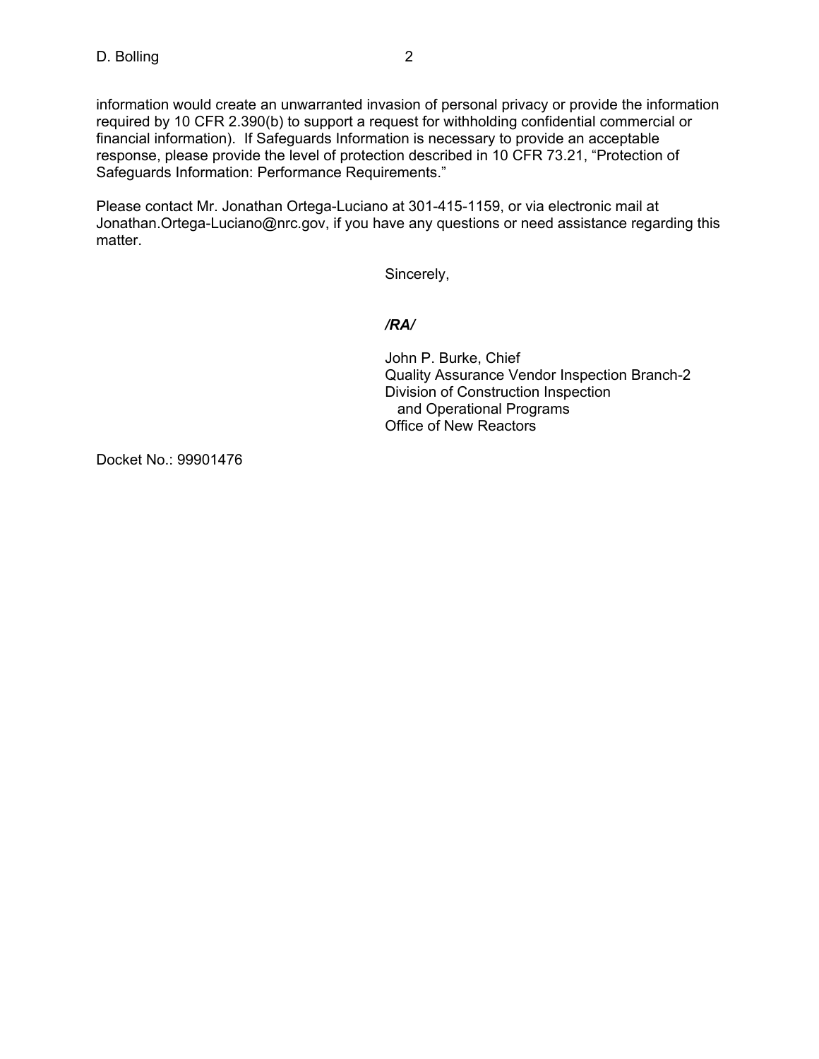information would create an unwarranted invasion of personal privacy or provide the information required by 10 CFR 2.390(b) to support a request for withholding confidential commercial or financial information). If Safeguards Information is necessary to provide an acceptable response, please provide the level of protection described in 10 CFR 73.21, "Protection of Safeguards Information: Performance Requirements."

Please contact Mr. Jonathan Ortega-Luciano at 301-415-1159, or via electronic mail at Jonathan.Ortega-Luciano@nrc.gov, if you have any questions or need assistance regarding this matter.

Sincerely,

***/RA/***

John P. Burke, Chief
Quality Assurance Vendor Inspection Branch-2
Division of Construction Inspection
and Operational Programs
Office of New Reactors

Docket No.: 99901476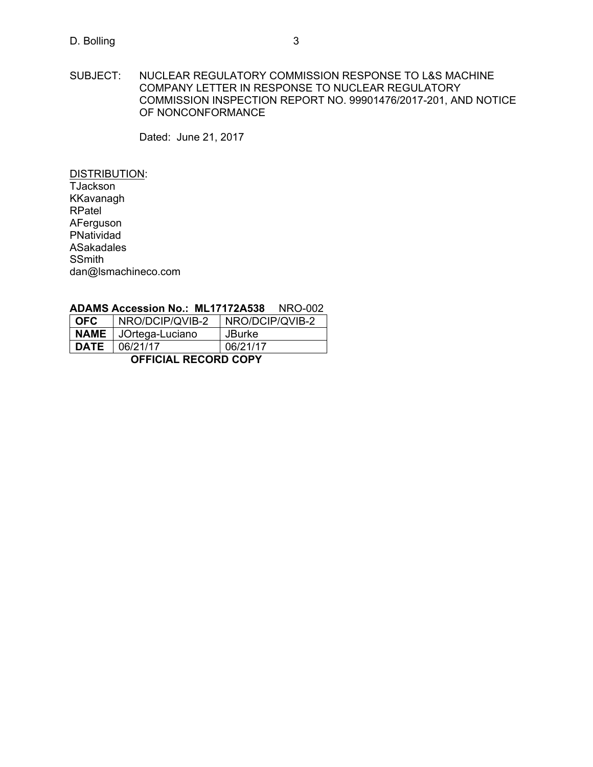SUBJECT: NUCLEAR REGULATORY COMMISSION RESPONSE TO L&S MACHINE COMPANY LETTER IN RESPONSE TO NUCLEAR REGULATORY COMMISSION INSPECTION REPORT NO. 99901476/2017-201, AND NOTICE OF NONCONFORMANCE

Dated: June 21, 2017

DISTRIBUTION:
TJackson
KKavanagh
RPatel
AFerguson
PNatividad
ASakadales
SSmith
dan@lsmachineco.com

**ADAMS Accession No.: ML17172A538** NRO-002

| **OFC** | NRO/DCIP/QVIB-2 | NRO/DCIP/QVIB-2 |
|---|---|---|
| **NAME** | JOrtega-Luciano | JBurke |
| **DATE** | 06/21/17 | 06/21/17 |

**OFFICIAL RECORD COPY**